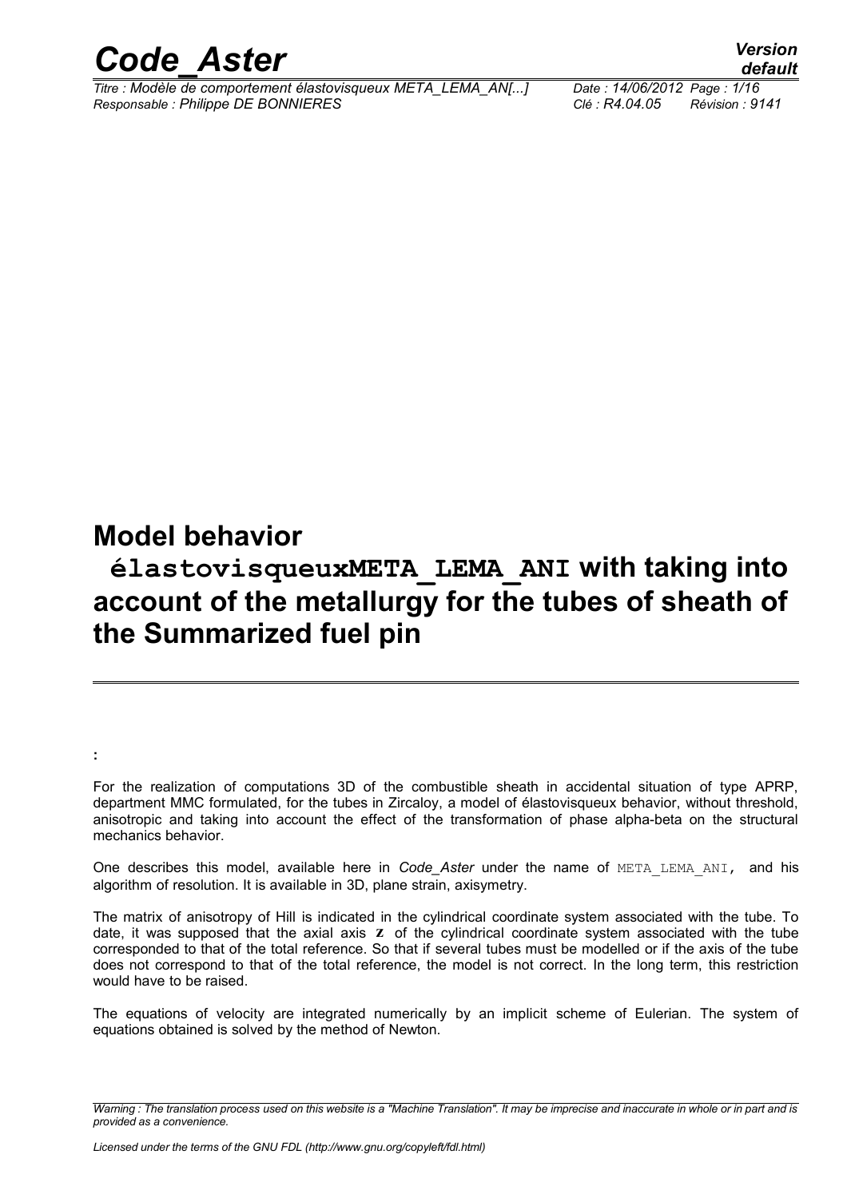# Model behavior élastovisqueuxMETA_LEMA_ANI with taking into account of the metallurgy for the tubes of sheath of the Summarized fuel pin

:

For the realization of computations 3D of the combustible sheath in accidental situation of type APRP, department MMC formulated, for the tubes in Zircaloy, a model of élastovisqueux behavior, without threshold, anisotropic and taking into account the effect of the transformation of phase alpha-beta on the structural mechanics behavior.

One describes this model, available here in *Code_Aster* under the name of `META_LEMA_ANI`, and his algorithm of resolution. It is available in 3D, plane strain, axisymetry.

The matrix of anisotropy of Hill is indicated in the cylindrical coordinate system associated with the tube. To date, it was supposed that the axial axis $\mathbf{z}$ of the cylindrical coordinate system associated with the tube corresponded to that of the total reference. So that if several tubes must be modelled or if the axis of the tube does not correspond to that of the total reference, the model is not correct. In the long term, this restriction would have to be raised.

The equations of velocity are integrated numerically by an implicit scheme of Eulerian. The system of equations obtained is solved by the method of Newton.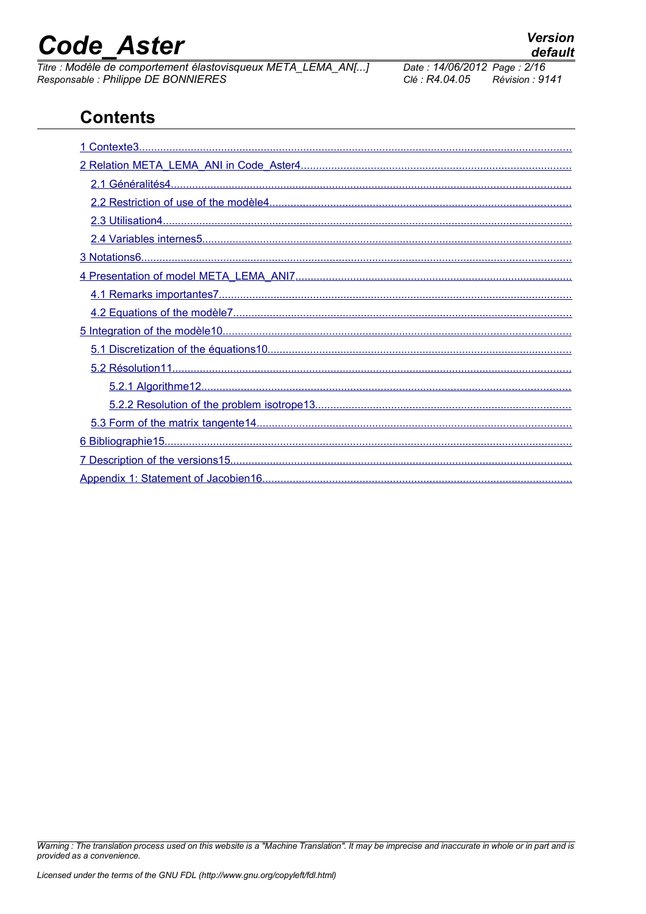## Contents

- 1 Contexte3
- 2 Relation META_LEMA_ANI in Code_Aster4
  - 2.1 Généralités4
  - 2.2 Restriction of use of the modèle4
  - 2.3 Utilisation4
  - 2.4 Variables internes5
- 3 Notations6
- 4 Presentation of model META_LEMA_ANI7
  - 4.1 Remarks importantes7
  - 4.2 Equations of the modèle7
- 5 Integration of the modèle10
  - 5.1 Discretization of the équations10
  - 5.2 Résolution11
    - 5.2.1 Algorithme12
    - 5.2.2 Resolution of the problem isotrope13
  - 5.3 Form of the matrix tangente14
- 6 Bibliographie15
- 7 Description of the versions15
- Appendix 1: Statement of Jacobien16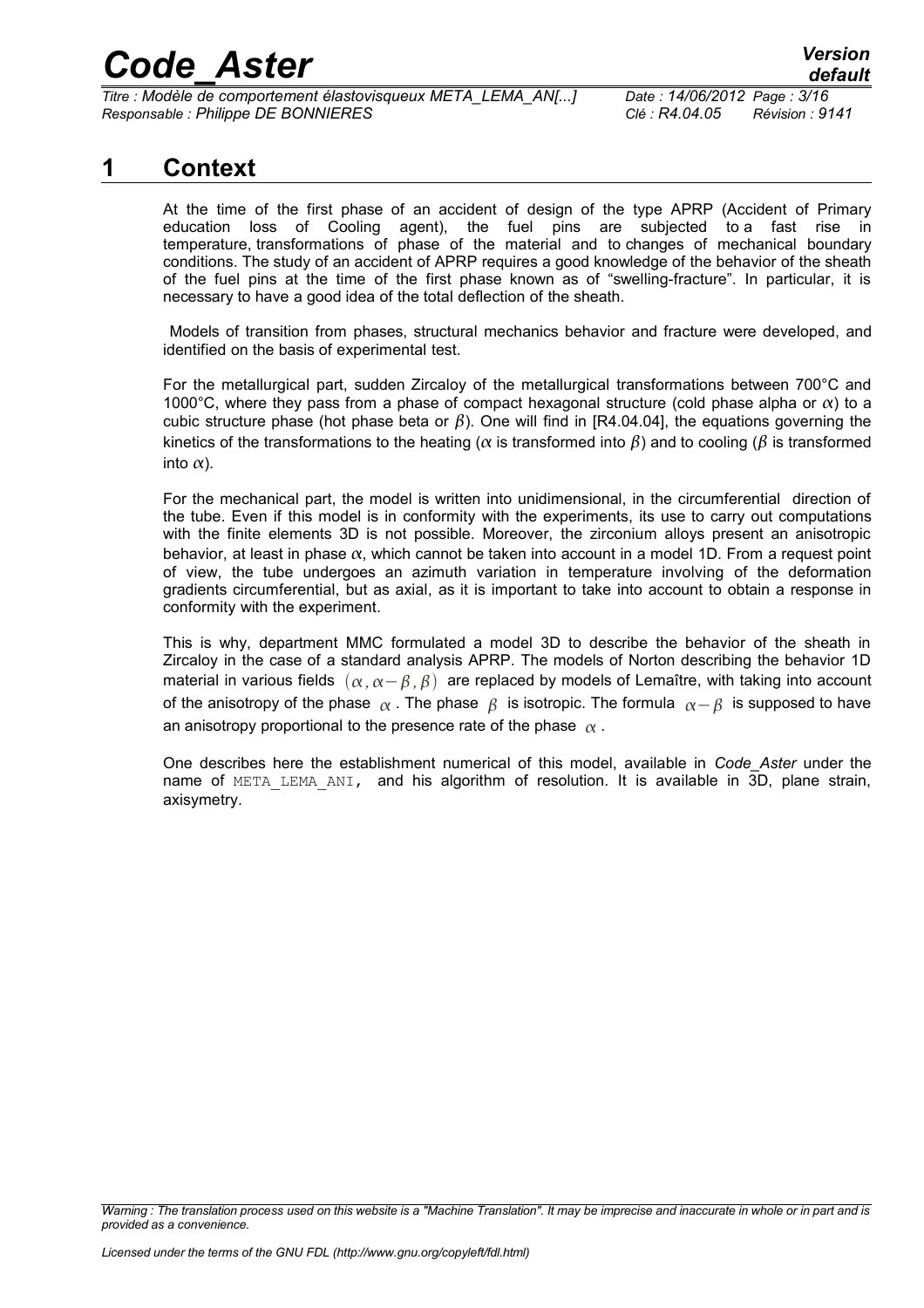# 1 Context

At the time of the first phase of an accident of design of the type APRP (Accident of Primary education loss of Cooling agent), the fuel pins are subjected to a fast rise in temperature, transformations of phase of the material and to changes of mechanical boundary conditions. The study of an accident of APRP requires a good knowledge of the behavior of the sheath of the fuel pins at the time of the first phase known as of "swelling-fracture". In particular, it is necessary to have a good idea of the total deflection of the sheath.

Models of transition from phases, structural mechanics behavior and fracture were developed, and identified on the basis of experimental test.

For the metallurgical part, sudden Zircaloy of the metallurgical transformations between 700°C and 1000°C, where they pass from a phase of compact hexagonal structure (cold phase alpha or $\alpha$) to a cubic structure phase (hot phase beta or $\beta$). One will find in [R4.04.04], the equations governing the kinetics of the transformations to the heating ($\alpha$ is transformed into $\beta$) and to cooling ($\beta$ is transformed into $\alpha$).

For the mechanical part, the model is written into unidimensional, in the circumferential direction of the tube. Even if this model is in conformity with the experiments, its use to carry out computations with the finite elements 3D is not possible. Moreover, the zirconium alloys present an anisotropic behavior, at least in phase $\alpha$, which cannot be taken into account in a model 1D. From a request point of view, the tube undergoes an azimuth variation in temperature involving of the deformation gradients circumferential, but as axial, as it is important to take into account to obtain a response in conformity with the experiment.

This is why, department MMC formulated a model 3D to describe the behavior of the sheath in Zircaloy in the case of a standard analysis APRP. The models of Norton describing the behavior 1D material in various fields $(\alpha, \alpha-\beta, \beta)$ are replaced by models of Lemaître, with taking into account of the anisotropy of the phase $\alpha$. The phase $\beta$ is isotropic. The formula $\alpha-\beta$ is supposed to have an anisotropy proportional to the presence rate of the phase $\alpha$.

One describes here the establishment numerical of this model, available in *Code_Aster* under the name of META_LEMA_ANI, and his algorithm of resolution. It is available in 3D, plane strain, axisymetry.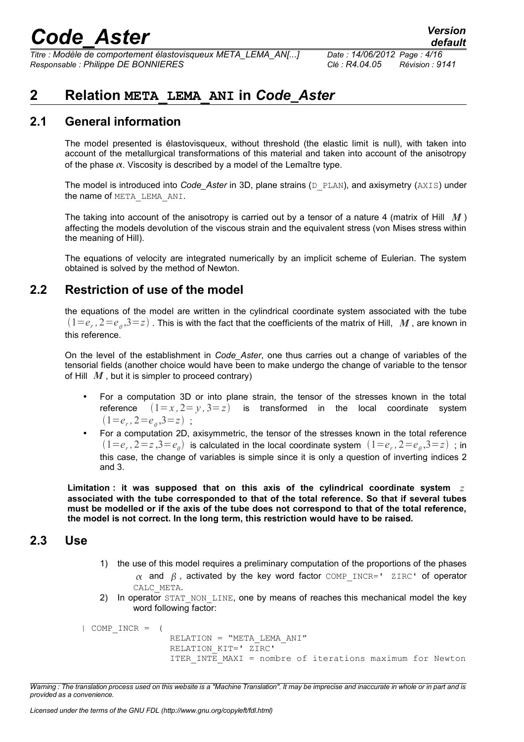## 2 Relation `META_LEMA_ANI` in *Code_Aster*

### 2.1 General information

The model presented is élastovisqueux, without threshold (the elastic limit is null), with taken into account of the metallurgical transformations of this material and taken into account of the anisotropy of the phase $\alpha$. Viscosity is described by a model of the Lemaître type.

The model is introduced into *Code_Aster* in 3D, plane strains (`D_PLAN`), and axisymetry (`AXIS`) under the name of `META_LEMA_ANI`.

The taking into account of the anisotropy is carried out by a tensor of a nature 4 (matrix of Hill $\boldsymbol{M}$) affecting the models devolution of the viscous strain and the equivalent stress (von Mises stress within the meaning of Hill).

The equations of velocity are integrated numerically by an implicit scheme of Eulerian. The system obtained is solved by the method of Newton.

### 2.2 Restriction of use of the model

the equations of the model are written in the cylindrical coordinate system associated with the tube $(1=e_r, 2=e_\theta, 3=z)$. This is with the fact that the coefficients of the matrix of Hill, $\boldsymbol{M}$, are known in this reference.

On the level of the establishment in *Code_Aster*, one thus carries out a change of variables of the tensorial fields (another choice would have been to make undergo the change of variable to the tensor of Hill $\boldsymbol{M}$, but it is simpler to proceed contrary)

- For a computation 3D or into plane strain, the tensor of the stresses known in the total reference $(1=x, 2=y, 3=z)$ is transformed in the local coordinate system $(1=e_r, 2=e_\theta, 3=z)$ ;
- For a computation 2D, axisymmetric, the tensor of the stresses known in the total reference $(1=e_r, 2=z, 3=e_\theta)$ is calculated in the local coordinate system $(1=e_r, 2=e_\theta, 3=z)$ ; in this case, the change of variables is simple since it is only a question of inverting indices 2 and 3.

**Limitation : it was supposed that on this axis of the cylindrical coordinate system $z$ associated with the tube corresponded to that of the total reference. So that if several tubes must be modelled or if the axis of the tube does not correspond to that of the total reference, the model is not correct. In the long term, this restriction would have to be raised.**

### 2.3 Use

1) the use of this model requires a preliminary computation of the proportions of the phases $\alpha$ and $\beta$, activated by the key word factor `COMP_INCR=' ZIRC'` of operator `CALC_META`.
2) In operator `STAT_NON_LINE`, one by means of reaches this mechanical model the key word following factor:

```
| COMP_INCR =  (
                RELATION = "META_LEMA_ANI"
                RELATION_KIT=' ZIRC'
                ITER_INTE_MAXI = nombre of iterations maximum for Newton
```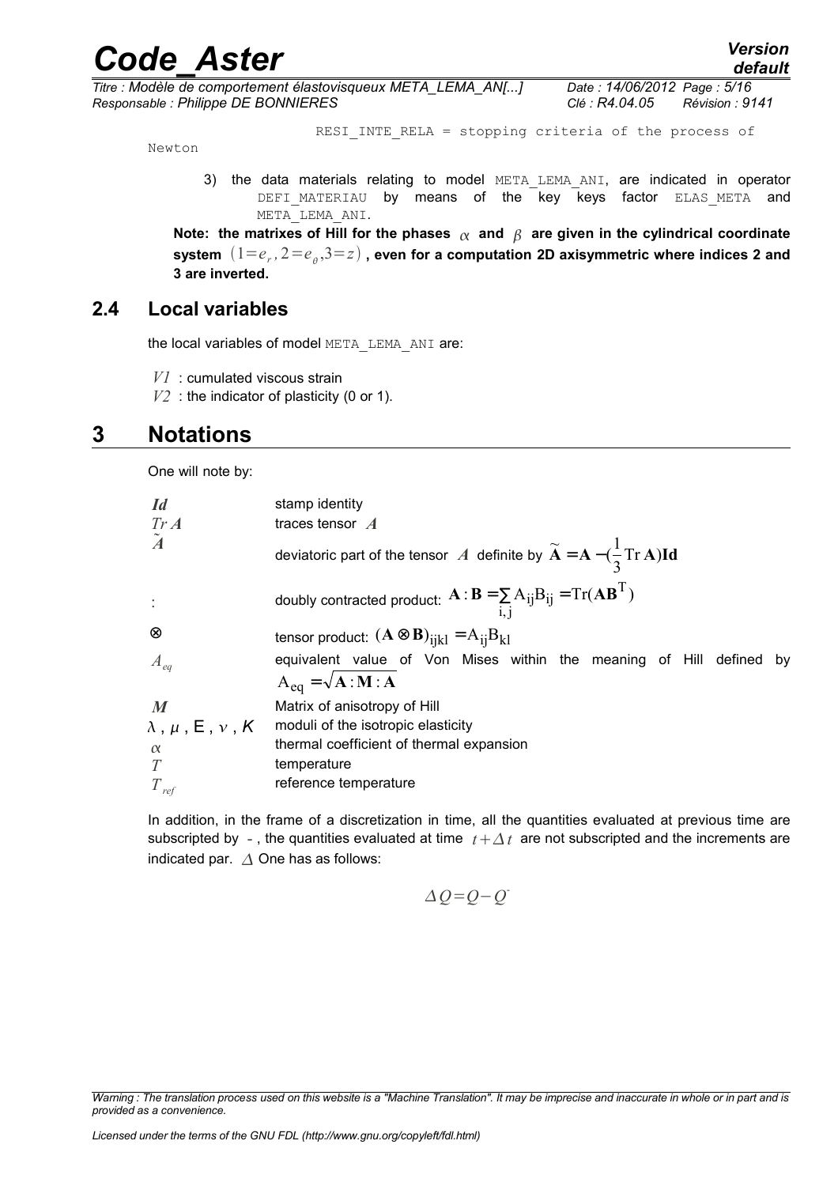RESI_INTE_RELA = stopping criteria of the process of Newton

3) the data materials relating to model META_LEMA_ANI, are indicated in operator DEFI_MATERIAU by means of the key keys factor ELAS_META and META_LEMA_ANI.

**Note: the matrixes of Hill for the phases $\alpha$ and $\beta$ are given in the cylindrical coordinate system $(1=e_r, 2=e_\theta, 3=z)$, even for a computation 2D axisymmetric where indices 2 and 3 are inverted.**

## 2.4 Local variables

the local variables of model META_LEMA_ANI are:

$V1$ : cumulated viscous strain

$V2$ : the indicator of plasticity (0 or 1).

# 3 Notations

One will note by:

| | |
|---|---|
| $\boldsymbol{Id}$ | stamp identity |
| $Tr\,\boldsymbol{A}$ | traces tensor $\boldsymbol{A}$ |
| $\tilde{\boldsymbol{A}}$ | deviatoric part of the tensor $A$ definite by $\tilde{\mathbf{A}} = \mathbf{A} - (\frac{1}{3}\mathrm{Tr}\,\mathbf{A})\mathbf{Id}$ |
| : | doubly contracted product: $\mathbf{A} : \mathbf{B} = \sum_{i,j} \mathrm{A}_{ij}\mathrm{B}_{ij} = \mathrm{Tr}(\mathbf{A}\mathbf{B}^{\mathrm{T}})$ |
| $\otimes$ | tensor product: $(\mathbf{A} \otimes \mathbf{B})_{ijkl} = \mathrm{A}_{ij}\mathrm{B}_{kl}$ |
| $A_{eq}$ | equivalent value of Von Mises within the meaning of Hill defined by $\mathrm{A}_{eq} = \sqrt{\mathbf{A} : \mathbf{M} : \mathbf{A}}$ |
| $\boldsymbol{M}$ | Matrix of anisotropy of Hill |
| $\lambda$, $\mu$, $E$, $\nu$, $K$ | moduli of the isotropic elasticity |
| $\alpha$ | thermal coefficient of thermal expansion |
| $T$ | temperature |
| $T_{ref}$ | reference temperature |

In addition, in the frame of a discretization in time, all the quantities evaluated at previous time are subscripted by -, the quantities evaluated at time $t+\Delta t$ are not subscripted and the increments are indicated par. $\Delta$ One has as follows:

$$\Delta Q = Q - Q^{-}$$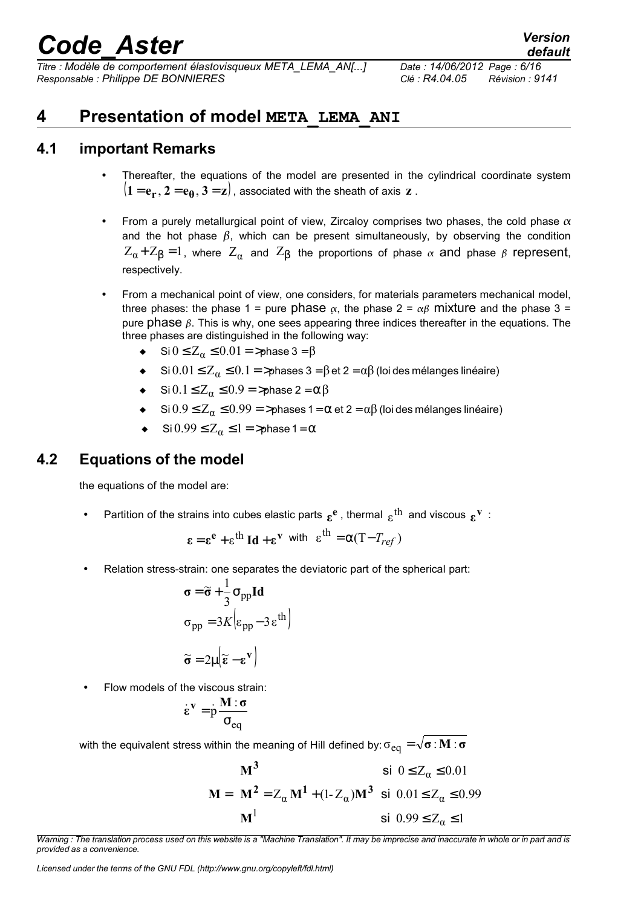# 4 Presentation of model META_LEMA_ANI

## 4.1 important Remarks

- Thereafter, the equations of the model are presented in the cylindrical coordinate system $(\mathbf{1} = \mathbf{e_r}, \mathbf{2} = \mathbf{e_\theta}, \mathbf{3} = \mathbf{z})$, associated with the sheath of axis $\mathbf{z}$.
- From a purely metallurgical point of view, Zircaloy comprises two phases, the cold phase $\alpha$ and the hot phase $\beta$, which can be present simultaneously, by observing the condition $Z_\alpha + Z_\beta = 1$, where $Z_\alpha$ and $Z_\beta$ the proportions of phase $\alpha$ and phase $\beta$ represent, respectively.
- From a mechanical point of view, one considers, for materials parameters mechanical model, three phases: the phase 1 = pure phase $\alpha$, the phase 2 = $\alpha\beta$ mixture and the phase 3 = pure phase $\beta$. This is why, one sees appearing three indices thereafter in the equations. The three phases are distinguished in the following way:
  - Si $0 \le Z_\alpha \le 0.01 \Rightarrow$ phase 3 $= \beta$
  - Si $0.01 \le Z_\alpha \le 0.1 \Rightarrow$ phases 3 $= \beta$ et 2 $= \alpha\beta$ (loi des mélanges linéaire)
  - Si $0.1 \le Z_\alpha \le 0.9 \Rightarrow$ phase 2 $= \alpha\beta$
  - Si $0.9 \le Z_\alpha \le 0.99 \Rightarrow$ phases 1 $= \alpha$ et 2 $= \alpha\beta$ (loi des mélanges linéaire)
  - Si $0.99 \le Z_\alpha \le 1 \Rightarrow$ phase 1 $= \alpha$

## 4.2 Equations of the model

the equations of the model are:

- Partition of the strains into cubes elastic parts $\boldsymbol{\varepsilon}^{\mathbf{e}}$, thermal $\varepsilon^{\text{th}}$ and viscous $\boldsymbol{\varepsilon}^{\mathbf{v}}$ :

$$\boldsymbol{\varepsilon} = \boldsymbol{\varepsilon}^{\mathbf{e}} + \varepsilon^{\text{th}}\,\mathbf{Id} + \boldsymbol{\varepsilon}^{\mathbf{v}} \quad \text{with} \quad \varepsilon^{\text{th}} = \alpha(T - T_{ref})$$

- Relation stress-strain: one separates the deviatoric part of the spherical part:

$$\boldsymbol{\sigma} = \tilde{\boldsymbol{\sigma}} + \frac{1}{3}\sigma_{\text{pp}}\mathbf{Id}$$

$$\sigma_{\text{pp}} = 3K\left(\varepsilon_{\text{pp}} - 3\varepsilon^{\text{th}}\right)$$

$$\tilde{\boldsymbol{\sigma}} = 2\mu\left(\tilde{\boldsymbol{\varepsilon}} - \boldsymbol{\varepsilon}^{\mathbf{v}}\right)$$

- Flow models of the viscous strain:

$$\dot{\boldsymbol{\varepsilon}}^{\mathbf{v}} = \dot{p}\,\frac{\mathbf{M}:\boldsymbol{\sigma}}{\sigma_{\text{eq}}}$$

with the equivalent stress within the meaning of Hill defined by: $\sigma_{\text{eq}} = \sqrt{\boldsymbol{\sigma}:\mathbf{M}:\boldsymbol{\sigma}}$

$$\mathbf{M} = \begin{cases} \mathbf{M}^3 & \text{si } 0 \le Z_\alpha \le 0.01 \\ \mathbf{M}^2 = Z_\alpha \mathbf{M}^1 + (1 - Z_\alpha)\mathbf{M}^3 & \text{si } 0.01 \le Z_\alpha \le 0.99 \\ \mathbf{M}^1 & \text{si } 0.99 \le Z_\alpha \le 1 \end{cases}$$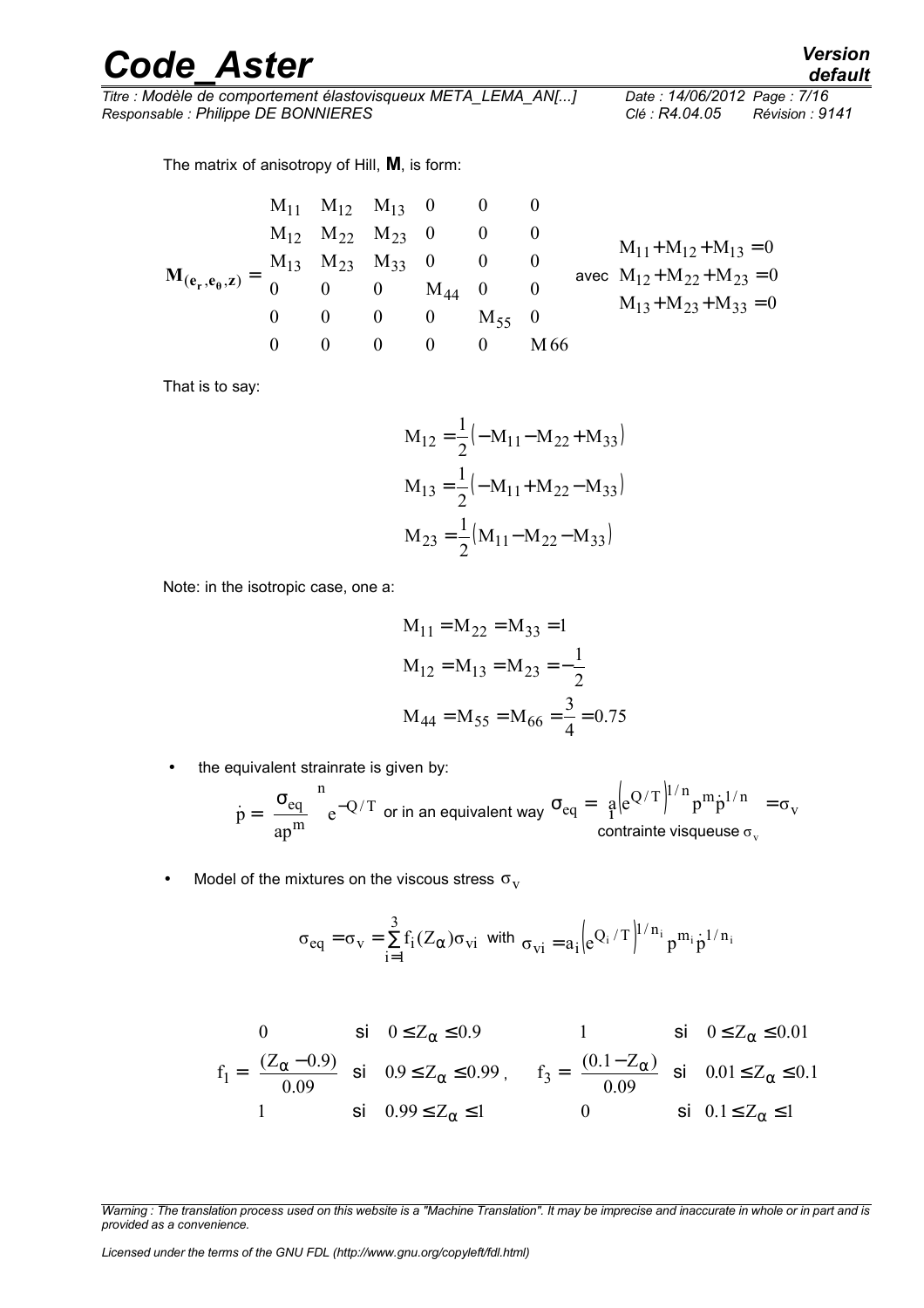The matrix of anisotropy of Hill, **M**, is form:

$$
\mathbf{M}_{(\mathbf{e_r},\mathbf{e_\theta},\mathbf{z})} = \begin{pmatrix} M_{11} & M_{12} & M_{13} & 0 & 0 & 0 \\ M_{12} & M_{22} & M_{23} & 0 & 0 & 0 \\ M_{13} & M_{23} & M_{33} & 0 & 0 & 0 \\ 0 & 0 & 0 & M_{44} & 0 & 0 \\ 0 & 0 & 0 & 0 & M_{55} & 0 \\ 0 & 0 & 0 & 0 & 0 & M66 \end{pmatrix} \quad \text{avec} \quad \begin{array}{l} M_{11}+M_{12}+M_{13}=0 \\ M_{12}+M_{22}+M_{23}=0 \\ M_{13}+M_{23}+M_{33}=0 \end{array}
$$

That is to say:

$$
\begin{aligned}
M_{12} &= \frac{1}{2}\left(-M_{11}-M_{22}+M_{33}\right) \\
M_{13} &= \frac{1}{2}\left(-M_{11}+M_{22}-M_{33}\right) \\
M_{23} &= \frac{1}{2}\left(M_{11}-M_{22}-M_{33}\right)
\end{aligned}
$$

Note: in the isotropic case, one a:

$$
\begin{aligned}
M_{11} &= M_{22} = M_{33} = 1 \\
M_{12} &= M_{13} = M_{23} = -\frac{1}{2} \\
M_{44} &= M_{55} = M_{66} = \frac{3}{4} = 0.75
\end{aligned}
$$

- the equivalent strainrate is given by:

$$
\dot{p} = \left(\frac{\sigma_{eq}}{a p^m}\right)^n e^{-Q/T} \text{ or in an equivalent way } \sigma_{eq} = \underbrace{a\left(e^{Q/T}\right)^{1/n} p^m \dot{p}^{1/n}}_{\text{contrainte visqueuse } \sigma_v} = \sigma_v
$$

- Model of the mixtures on the viscous stress $\sigma_v$

$$
\sigma_{eq} = \sigma_v = \sum_{i=1}^{3} f_i(Z_\alpha)\sigma_{vi} \text{ with } \sigma_{vi} = a_i\left(e^{Q_i/T}\right)^{1/n_i} p^{m_i} \dot{p}^{1/n_i}
$$

$$
f_1 = \begin{cases} 0 & \text{si} \quad 0 \le Z_\alpha \le 0.9 \\ \dfrac{(Z_\alpha - 0.9)}{0.09} & \text{si} \quad 0.9 \le Z_\alpha \le 0.99 \\ 1 & \text{si} \quad 0.99 \le Z_\alpha \le 1 \end{cases}, \qquad f_3 = \begin{cases} 1 & \text{si} \quad 0 \le Z_\alpha \le 0.01 \\ \dfrac{(0.1 - Z_\alpha)}{0.09} & \text{si} \quad 0.01 \le Z_\alpha \le 0.1 \\ 0 & \text{si} \quad 0.1 \le Z_\alpha \le 1 \end{cases}
$$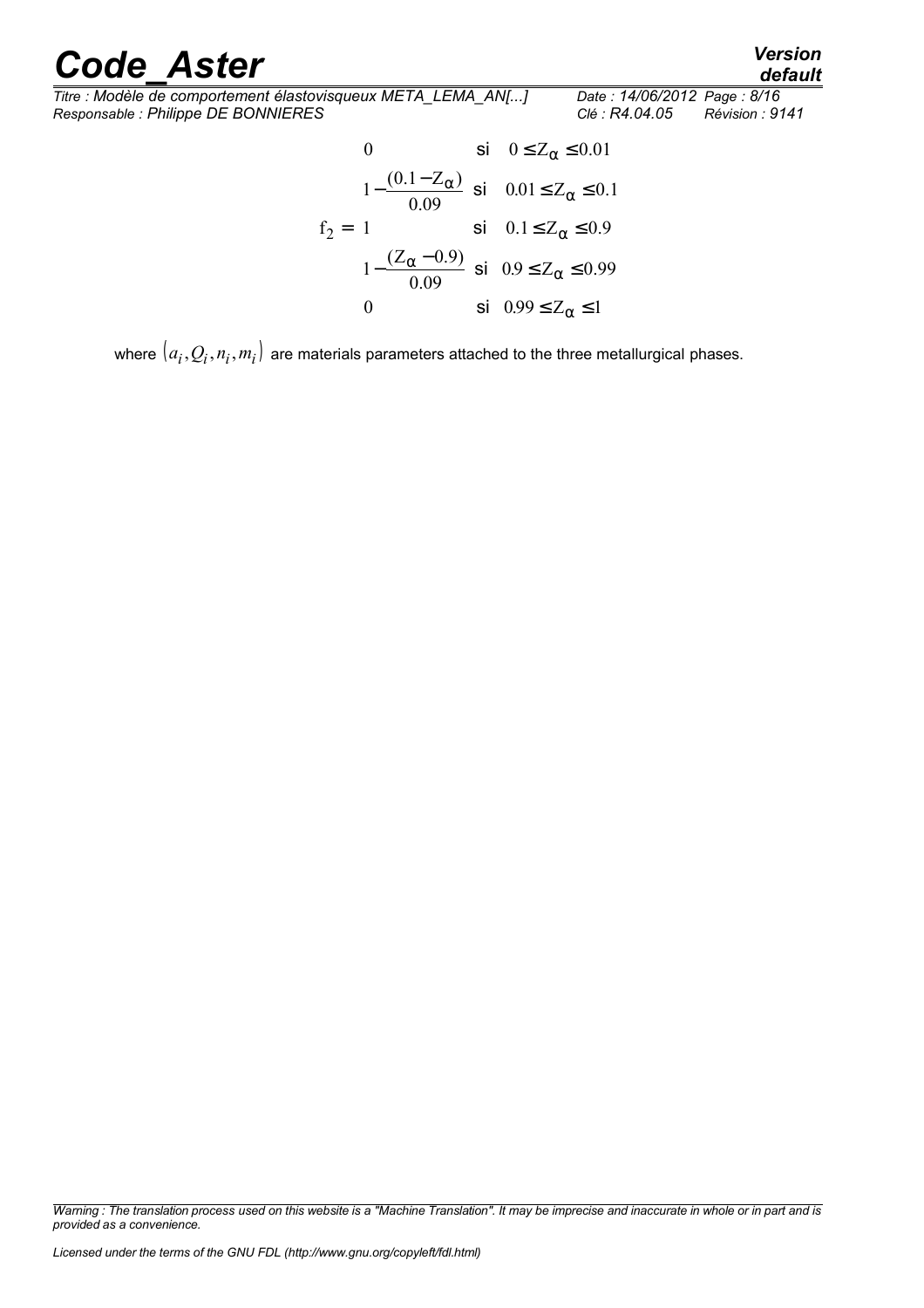$$
f_2 = \begin{cases} 0 & \text{si} \quad 0 \le Z_\alpha \le 0.01 \\ 1 - \dfrac{(0.1 - Z_\alpha)}{0.09} & \text{si} \quad 0.01 \le Z_\alpha \le 0.1 \\ 1 & \text{si} \quad 0.1 \le Z_\alpha \le 0.9 \\ 1 - \dfrac{(Z_\alpha - 0.9)}{0.09} & \text{si} \quad 0.9 \le Z_\alpha \le 0.99 \\ 0 & \text{si} \quad 0.99 \le Z_\alpha \le 1 \end{cases}
$$

where $(a_i, Q_i, n_i, m_i)$ are materials parameters attached to the three metallurgical phases.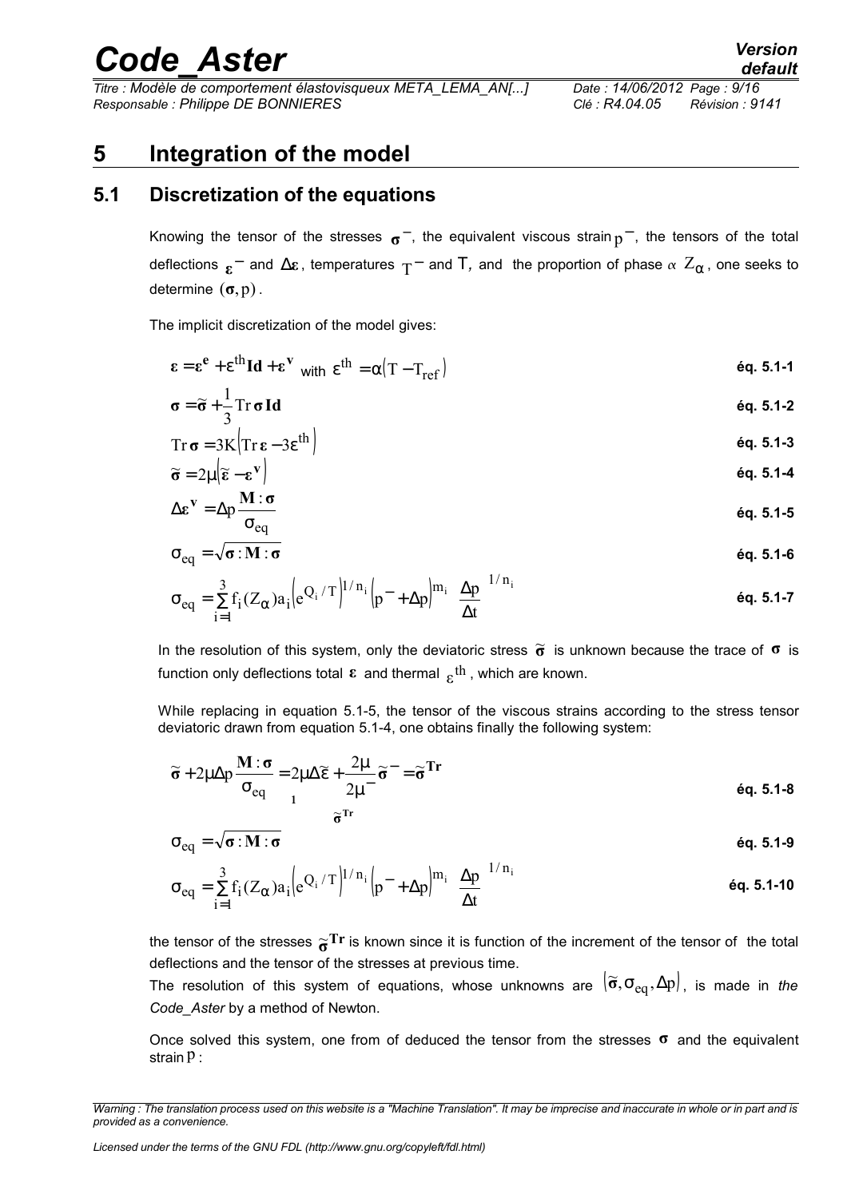# 5 Integration of the model

## 5.1 Discretization of the equations

Knowing the tensor of the stresses $\boldsymbol{\sigma}^-$, the equivalent viscous strain $p^-$, the tensors of the total deflections $\boldsymbol{\varepsilon}^-$ and $\Delta\boldsymbol{\varepsilon}$, temperatures $T^-$ and $T$, and the proportion of phase $\alpha$ $Z_\alpha$, one seeks to determine $(\boldsymbol{\sigma}, p)$.

The implicit discretization of the model gives:

$$\boldsymbol{\varepsilon} = \boldsymbol{\varepsilon}^{\mathbf{e}} + \varepsilon^{\text{th}}\mathbf{Id} + \boldsymbol{\varepsilon}^{\mathbf{v}} \text{ with } \varepsilon^{\text{th}} = \alpha(T - T_{\text{ref}}) \qquad \textbf{éq. 5.1-1}$$

$$\boldsymbol{\sigma} = \tilde{\boldsymbol{\sigma}} + \frac{1}{3}\mathrm{Tr}\,\boldsymbol{\sigma}\,\mathbf{Id} \qquad \textbf{éq. 5.1-2}$$

$$\mathrm{Tr}\,\boldsymbol{\sigma} = 3K\left(\mathrm{Tr}\,\boldsymbol{\varepsilon} - 3\varepsilon^{\text{th}}\right) \qquad \textbf{éq. 5.1-3}$$

$$\tilde{\boldsymbol{\sigma}} = 2\mu\left(\tilde{\boldsymbol{\varepsilon}} - \boldsymbol{\varepsilon}^{\mathbf{v}}\right) \qquad \textbf{éq. 5.1-4}$$

$$\Delta\boldsymbol{\varepsilon}^{\mathbf{v}} = \Delta p \frac{\mathbf{M} : \boldsymbol{\sigma}}{\sigma_{eq}} \qquad \textbf{éq. 5.1-5}$$

$$\sigma_{eq} = \sqrt{\boldsymbol{\sigma} : \mathbf{M} : \boldsymbol{\sigma}} \qquad \textbf{éq. 5.1-6}$$

$$\sigma_{eq} = \sum_{i=1}^{3} f_i(Z_\alpha) a_i \left(e^{Q_i/T}\right)^{1/n_i} \left(p^- + \Delta p\right)^{m_i} \left(\frac{\Delta p}{\Delta t}\right)^{1/n_i} \qquad \textbf{éq. 5.1-7}$$

In the resolution of this system, only the deviatoric stress $\tilde{\boldsymbol{\sigma}}$ is unknown because the trace of $\boldsymbol{\sigma}$ is function only deflections total $\boldsymbol{\varepsilon}$ and thermal $\varepsilon^{\text{th}}$, which are known.

While replacing in equation 5.1-5, the tensor of the viscous strains according to the stress tensor deviatoric drawn from equation 5.1-4, one obtains finally the following system:

$$\tilde{\boldsymbol{\sigma}} + 2\mu\Delta p \frac{\mathbf{M} : \boldsymbol{\sigma}}{\sigma_{eq}} = \underbrace{2\mu\Delta\tilde{\varepsilon} + \frac{2\mu}{2\mu^-}\tilde{\boldsymbol{\sigma}}^-}_{\tilde{\boldsymbol{\sigma}}^{\mathbf{Tr}}} = \tilde{\boldsymbol{\sigma}}^{\mathbf{Tr}} \qquad \textbf{éq. 5.1-8}$$

$$\sigma_{eq} = \sqrt{\boldsymbol{\sigma} : \mathbf{M} : \boldsymbol{\sigma}} \qquad \textbf{éq. 5.1-9}$$

$$\sigma_{eq} = \sum_{i=1}^{3} f_i(Z_\alpha) a_i \left(e^{Q_i/T}\right)^{1/n_i} \left(p^- + \Delta p\right)^{m_i} \left(\frac{\Delta p}{\Delta t}\right)^{1/n_i} \qquad \textbf{éq. 5.1-10}$$

the tensor of the stresses $\tilde{\boldsymbol{\sigma}}^{\mathbf{Tr}}$ is known since it is function of the increment of the tensor of the total deflections and the tensor of the stresses at previous time.

The resolution of this system of equations, whose unknowns are $\left(\tilde{\boldsymbol{\sigma}}, \sigma_{eq}, \Delta p\right)$, is made in *the Code_Aster* by a method of Newton.

Once solved this system, one from of deduced the tensor from the stresses $\boldsymbol{\sigma}$ and the equivalent strain $p$ :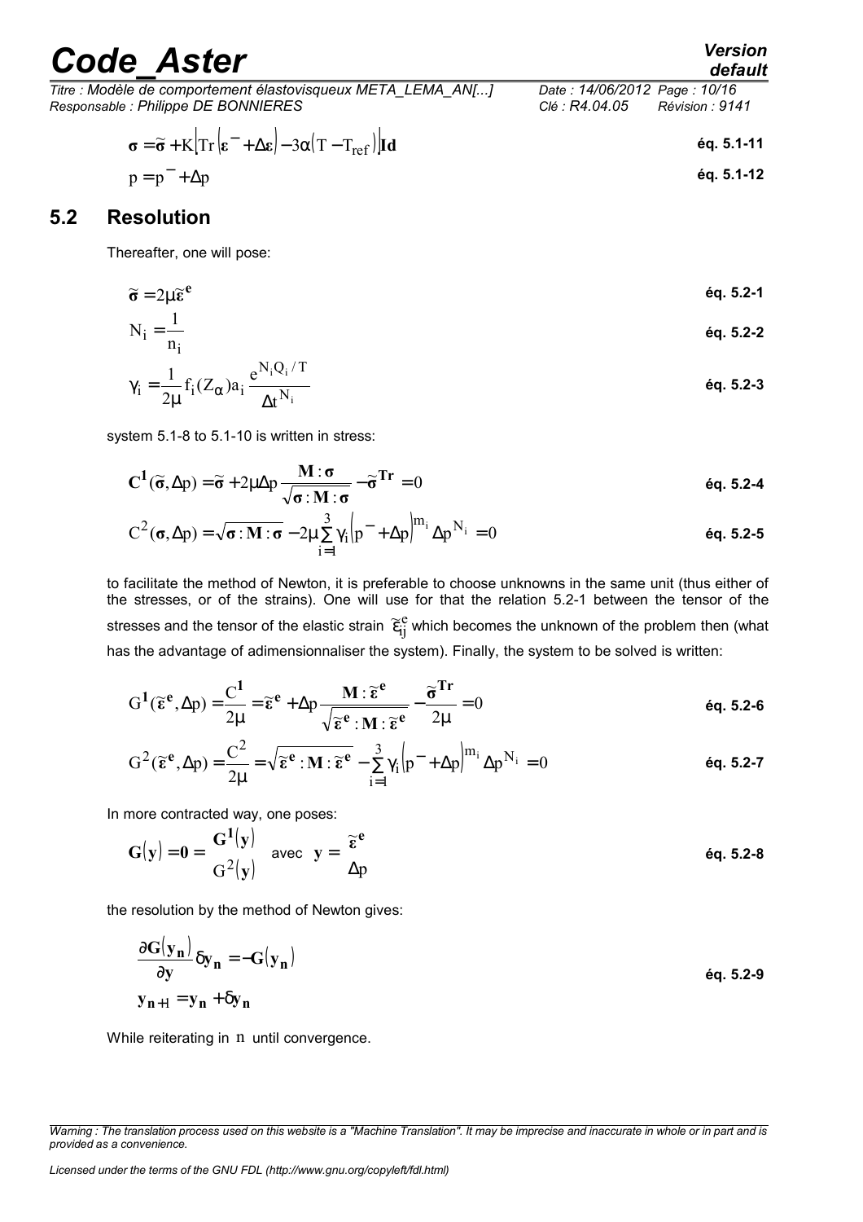$$\boldsymbol{\sigma} = \tilde{\boldsymbol{\sigma}} + K\left[\mathrm{Tr}\left(\boldsymbol{\varepsilon}^{-} + \Delta\boldsymbol{\varepsilon}\right) - 3\alpha\left(T - T_{ref}\right)\right]\mathbf{Id} \quad \text{éq. 5.1-11}$$

$$p = p^{-} + \Delta p \quad \text{éq. 5.1-12}$$

## 5.2 Resolution

Thereafter, one will pose:

$$\tilde{\boldsymbol{\sigma}} = 2\mu\tilde{\boldsymbol{\varepsilon}}^{\mathbf{e}} \quad \text{éq. 5.2-1}$$

$$N_i = \frac{1}{n_i} \quad \text{éq. 5.2-2}$$

$$\gamma_i = \frac{1}{2\mu} f_i(Z_\alpha) a_i \frac{e^{N_i Q_i / T}}{\Delta t^{N_i}} \quad \text{éq. 5.2-3}$$

system 5.1-8 to 5.1-10 is written in stress:

$$\mathbf{C^1}(\tilde{\boldsymbol{\sigma}}, \Delta p) = \tilde{\boldsymbol{\sigma}} + 2\mu\Delta p \frac{\mathbf{M} : \boldsymbol{\sigma}}{\sqrt{\boldsymbol{\sigma} : \mathbf{M} : \boldsymbol{\sigma}}} - \tilde{\boldsymbol{\sigma}}^{\mathbf{Tr}} = 0 \quad \text{éq. 5.2-4}$$

$$C^2(\boldsymbol{\sigma}, \Delta p) = \sqrt{\boldsymbol{\sigma} : \mathbf{M} : \boldsymbol{\sigma}} - 2\mu\sum_{i=1}^{3} \gamma_i \left(p^{-} + \Delta p\right)^{m_i} \Delta p^{N_i} = 0 \quad \text{éq. 5.2-5}$$

to facilitate the method of Newton, it is preferable to choose unknowns in the same unit (thus either of the stresses, or of the strains). One will use for that the relation 5.2-1 between the tensor of the stresses and the tensor of the elastic strain $\tilde{\varepsilon}^{e}_{ij}$ which becomes the unknown of the problem then (what has the advantage of adimensionnaliser the system). Finally, the system to be solved is written:

$$G^{\mathbf{1}}(\tilde{\boldsymbol{\varepsilon}}^{\mathbf{e}}, \Delta p) = \frac{\mathbf{C^1}}{2\mu} = \tilde{\boldsymbol{\varepsilon}}^{\mathbf{e}} + \Delta p \frac{\mathbf{M} : \tilde{\boldsymbol{\varepsilon}}^{\mathbf{e}}}{\sqrt{\tilde{\boldsymbol{\varepsilon}}^{\mathbf{e}} : \mathbf{M} : \tilde{\boldsymbol{\varepsilon}}^{\mathbf{e}}}} - \frac{\tilde{\boldsymbol{\sigma}}^{\mathbf{Tr}}}{2\mu} = 0 \quad \text{éq. 5.2-6}$$

$$G^2(\tilde{\boldsymbol{\varepsilon}}^{\mathbf{e}}, \Delta p) = \frac{C^2}{2\mu} = \sqrt{\tilde{\boldsymbol{\varepsilon}}^{\mathbf{e}} : \mathbf{M} : \tilde{\boldsymbol{\varepsilon}}^{\mathbf{e}}} - \sum_{i=1}^{3} \gamma_i \left(p^{-} + \Delta p\right)^{m_i} \Delta p^{N_i} = 0 \quad \text{éq. 5.2-7}$$

In more contracted way, one poses:

$$\mathbf{G}(\mathbf{y}) = \mathbf{0} = \begin{matrix} \mathbf{G^1}(\mathbf{y}) \\ G^2(\mathbf{y}) \end{matrix} \quad \text{avec} \quad \mathbf{y} = \begin{matrix} \tilde{\boldsymbol{\varepsilon}}^{\mathbf{e}} \\ \Delta p \end{matrix} \quad \text{éq. 5.2-8}$$

the resolution by the method of Newton gives:

$$\frac{\partial \mathbf{G}(\mathbf{y_n})}{\partial \mathbf{y}} \delta\mathbf{y_n} = -\mathbf{G}(\mathbf{y_n})$$
$$\mathbf{y_{n+1}} = \mathbf{y_n} + \delta\mathbf{y_n} \quad \text{éq. 5.2-9}$$

While reiterating in $n$ until convergence.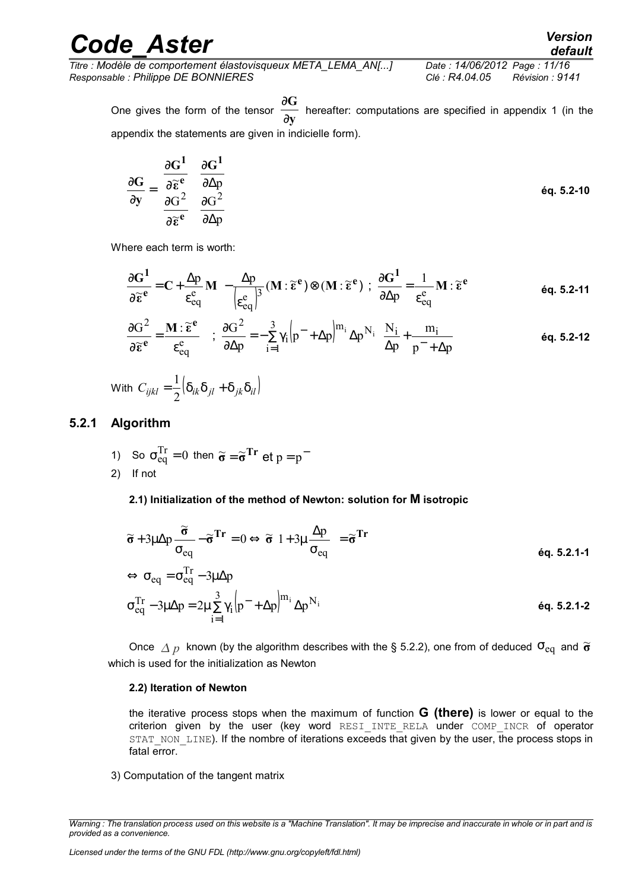One gives the form of the tensor $\frac{\partial \mathbf{G}}{\partial \mathbf{y}}$ hereafter: computations are specified in appendix 1 (in the appendix the statements are given in indicielle form).

$$\frac{\partial \mathbf{G}}{\partial \mathbf{y}} = \begin{pmatrix} \frac{\partial \mathbf{G^1}}{\partial \tilde{\boldsymbol{\varepsilon}}^{\mathbf{e}}} & \frac{\partial \mathbf{G^1}}{\partial \Delta p} \\ \frac{\partial G^2}{\partial \tilde{\boldsymbol{\varepsilon}}^{\mathbf{e}}} & \frac{\partial G^2}{\partial \Delta p} \end{pmatrix} \qquad \text{éq. 5.2-10}$$

Where each term is worth:

$$\frac{\partial \mathbf{G^1}}{\partial \tilde{\boldsymbol{\varepsilon}}^{\mathbf{e}}} = \mathbf{C} + \frac{\Delta p}{\varepsilon^e_{eq}} \mathbf{M} - \frac{\Delta p}{\left(\varepsilon^e_{eq}\right)^3} (\mathbf{M} : \tilde{\boldsymbol{\varepsilon}}^{\mathbf{e}}) \otimes (\mathbf{M} : \tilde{\boldsymbol{\varepsilon}}^{\mathbf{e}}) \; ; \; \frac{\partial \mathbf{G^1}}{\partial \Delta p} = \frac{1}{\varepsilon^e_{eq}} \mathbf{M} : \tilde{\boldsymbol{\varepsilon}}^{\mathbf{e}} \qquad \text{éq. 5.2-11}$$

$$\frac{\partial G^2}{\partial \tilde{\boldsymbol{\varepsilon}}^{\mathbf{e}}} = \frac{\mathbf{M} : \tilde{\boldsymbol{\varepsilon}}^{\mathbf{e}}}{\varepsilon^e_{eq}} \quad ; \; \frac{\partial G^2}{\partial \Delta p} = -\sum_{i=1}^{3} \gamma_i \left(p^- + \Delta p\right)^{m_i} \Delta p^{N_i} \left( \frac{N_i}{\Delta p} + \frac{m_i}{p^- + \Delta p} \right) \qquad \text{éq. 5.2-12}$$

With $C_{ijkl} = \frac{1}{2}\left(\delta_{ik}\delta_{jl} + \delta_{jk}\delta_{il}\right)$

### 5.2.1 Algorithm

1) So $\sigma^{Tr}_{eq} = 0$ then $\tilde{\boldsymbol{\sigma}} = \tilde{\boldsymbol{\sigma}}^{\mathbf{Tr}}$ et $p = p^-$
2) If not

**2.1) Initialization of the method of Newton: solution for M isotropic**

$$\tilde{\boldsymbol{\sigma}} + 3\mu\Delta p \frac{\tilde{\boldsymbol{\sigma}}}{\sigma_{eq}} - \tilde{\boldsymbol{\sigma}}^{\mathbf{Tr}} = 0 \Leftrightarrow \tilde{\boldsymbol{\sigma}} \left(1 + 3\mu \frac{\Delta p}{\sigma_{eq}}\right) = \tilde{\boldsymbol{\sigma}}^{\mathbf{Tr}} \qquad \text{éq. 5.2.1-1}$$

$$\Leftrightarrow \; \sigma_{eq} = \sigma^{Tr}_{eq} - 3\mu\Delta p$$

$$\sigma^{Tr}_{eq} - 3\mu\Delta p = 2\mu \sum_{i=1}^{3} \gamma_i \left(p^- + \Delta p\right)^{m_i} \Delta p^{N_i} \qquad \text{éq. 5.2.1-2}$$

Once $\Delta p$ known (by the algorithm describes with the § 5.2.2), one from of deduced $\sigma_{eq}$ and $\tilde{\boldsymbol{\sigma}}$ which is used for the initialization as Newton

**2.2) Iteration of Newton**

the iterative process stops when the maximum of function **G (there)** is lower or equal to the criterion given by the user (key word RESI_INTE_RELA under COMP_INCR of operator STAT_NON_LINE). If the nombre of iterations exceeds that given by the user, the process stops in fatal error.

3) Computation of the tangent matrix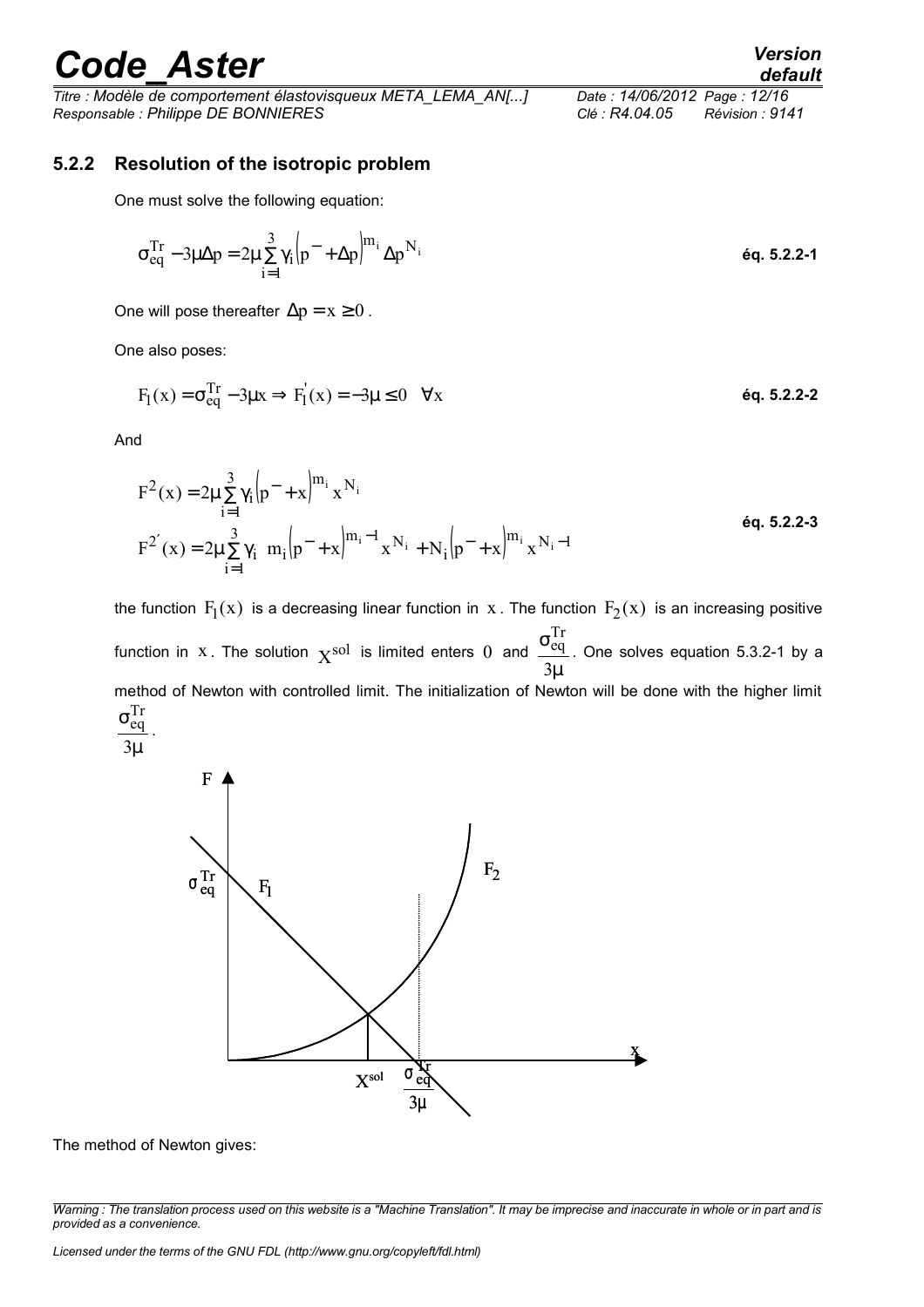### 5.2.2 Resolution of the isotropic problem

One must solve the following equation:

$$\sigma_{eq}^{Tr} - 3\mu\Delta p = 2\mu \sum_{i=1}^{3} \gamma_i \left(p^- + \Delta p\right)^{m_i} \Delta p^{N_i} \qquad \text{éq. 5.2.2-1}$$

One will pose thereafter $\Delta p = x \geq 0$.

One also poses:

$$F_1(x) = \sigma_{eq}^{Tr} - 3\mu x \Rightarrow F_1^{'}(x) = -3\mu \leq 0 \quad \forall x \qquad \text{éq. 5.2.2-2}$$

And

$$\begin{aligned} F^2(x) &= 2\mu \sum_{i=1}^{3} \gamma_i \left(p^- + x\right)^{m_i} x^{N_i} \\ F^{2'}(x) &= 2\mu \sum_{i=1}^{3} \gamma_i \ \ m_i \left(p^- + x\right)^{m_i - 1} x^{N_i} + N_i \left(p^- + x\right)^{m_i} x^{N_i - 1} \end{aligned} \qquad \text{éq. 5.2.2-3}$$

the function $F_1(x)$ is a decreasing linear function in $x$. The function $F_2(x)$ is an increasing positive function in $x$. The solution $X^{sol}$ is limited enters $0$ and $\dfrac{\sigma_{eq}^{Tr}}{3\mu}$. One solves equation 5.3.2-1 by a method of Newton with controlled limit. The initialization of Newton will be done with the higher limit $\dfrac{\sigma_{eq}^{Tr}}{3\mu}$.

The method of Newton gives: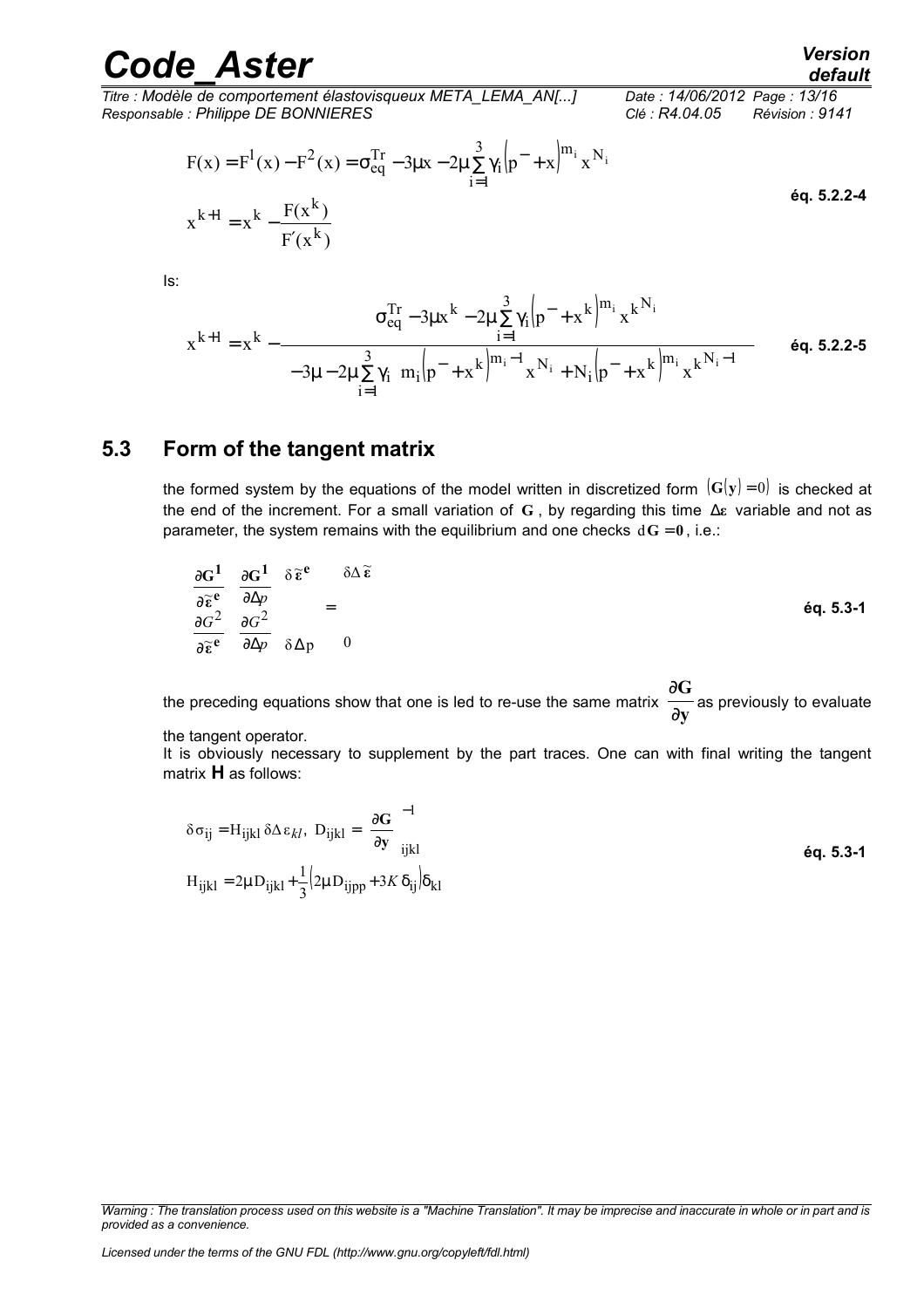$$F(x) = F^1(x) - F^2(x) = \sigma_{eq}^{Tr} - 3\mu x - 2\mu \sum_{i=1}^{3} \gamma_i \left(p^- + x\right)^{m_i} x^{N_i}$$

$$x^{k+1} = x^k - \frac{F(x^k)}{F'(x^k)}$$

**éq. 5.2.2-4**

Is:

$$x^{k+1} = x^k - \frac{\sigma_{eq}^{Tr} - 3\mu x^k - 2\mu \sum_{i=1}^{3} \gamma_i \left(p^- + x^k\right)^{m_i} {x^k}^{N_i}}{-3\mu - 2\mu \sum_{i=1}^{3} \gamma_i \left[ m_i \left(p^- + x^k\right)^{m_i - 1} x^{N_i} + N_i \left(p^- + x^k\right)^{m_i} {x^k}^{N_i - 1} \right]}$$

**éq. 5.2.2-5**

## 5.3 Form of the tangent matrix

the formed system by the equations of the model written in discretized form $\left(\mathbf{G}(\mathbf{y}) = 0\right)$ is checked at the end of the increment. For a small variation of $\mathbf{G}$, by regarding this time $\Delta\boldsymbol{\varepsilon}$ variable and not as parameter, the system remains with the equilibrium and one checks $\mathrm{d}\mathbf{G} = \mathbf{0}$, i.e.:

$$\begin{pmatrix} \dfrac{\partial \mathbf{G}^1}{\partial \tilde{\boldsymbol{\varepsilon}}^e} & \dfrac{\partial \mathbf{G}^1}{\partial \Delta p} \\ \dfrac{\partial G^2}{\partial \tilde{\boldsymbol{\varepsilon}}^e} & \dfrac{\partial G^2}{\partial \Delta p} \end{pmatrix} \begin{pmatrix} \delta \tilde{\boldsymbol{\varepsilon}}^e \\ \delta \Delta p \end{pmatrix} = \begin{pmatrix} \delta \Delta \tilde{\boldsymbol{\varepsilon}} \\ 0 \end{pmatrix}$$

**éq. 5.3-1**

the preceding equations show that one is led to re-use the same matrix $\dfrac{\partial \mathbf{G}}{\partial \mathbf{y}}$ as previously to evaluate the tangent operator.

It is obviously necessary to supplement by the part traces. One can with final writing the tangent matrix **H** as follows:

$$\delta \sigma_{ij} = H_{ijkl}\, \delta \Delta \varepsilon_{kl}, \quad D_{ijkl} = \left(\frac{\partial \mathbf{G}}{\partial \mathbf{y}}\right)^{-1}_{ijkl}$$

$$H_{ijkl} = 2\mu D_{ijkl} + \frac{1}{3}\left(2\mu D_{ijpp} + 3K\,\delta_{ij}\right)\delta_{kl}$$

**éq. 5.3-1**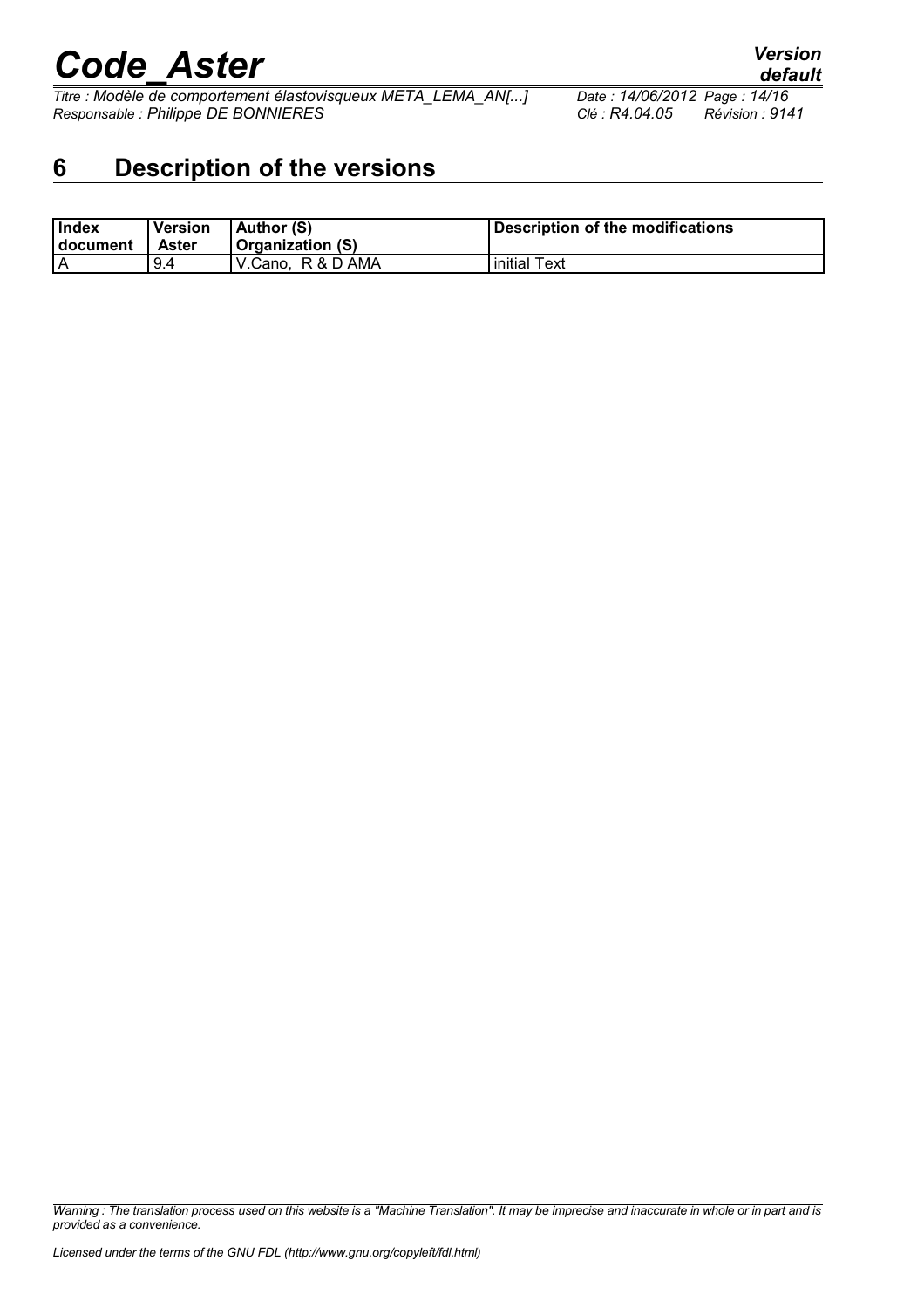# 6 Description of the versions

| Index document | Version Aster | Author (S) Organization (S) | Description of the modifications |
|---|---|---|---|
| A | 9.4 | V.Cano, R & D AMA | initial Text |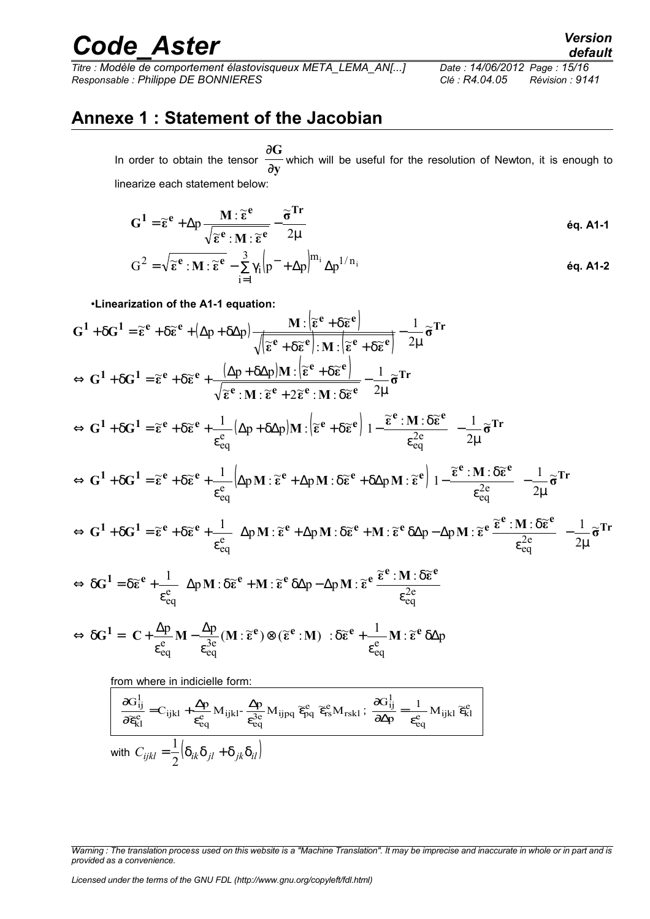## Annexe 1 : Statement of the Jacobian

In order to obtain the tensor $\dfrac{\partial \mathbf{G}}{\partial \mathbf{y}}$ which will be useful for the resolution of Newton, it is enough to linearize each statement below:

$$\mathbf{G}^1 = \tilde{\boldsymbol{\varepsilon}}^\mathbf{e} + \Delta p \frac{\mathbf{M} : \tilde{\boldsymbol{\varepsilon}}^\mathbf{e}}{\sqrt{\tilde{\boldsymbol{\varepsilon}}^\mathbf{e} : \mathbf{M} : \tilde{\boldsymbol{\varepsilon}}^\mathbf{e}}} - \frac{\tilde{\boldsymbol{\sigma}}^\mathbf{Tr}}{2\mu} \qquad \textbf{éq. A1-1}$$

$$G^2 = \sqrt{\tilde{\boldsymbol{\varepsilon}}^\mathbf{e} : \mathbf{M} : \tilde{\boldsymbol{\varepsilon}}^\mathbf{e}} - \sum_{i=1}^{3} \gamma_i \left(p^- + \Delta p\right)^{m_i} \Delta p^{1/n_i} \qquad \textbf{éq. A1-2}$$

- **Linearization of the A1-1 equation:**

$$\mathbf{G}^1 + \delta\mathbf{G}^1 = \tilde{\boldsymbol{\varepsilon}}^\mathbf{e} + \delta\tilde{\boldsymbol{\varepsilon}}^\mathbf{e} + \left(\Delta p + \delta\Delta p\right) \frac{\mathbf{M} : \left(\tilde{\boldsymbol{\varepsilon}}^\mathbf{e} + \delta\tilde{\boldsymbol{\varepsilon}}^\mathbf{e}\right)}{\sqrt{\left(\tilde{\boldsymbol{\varepsilon}}^\mathbf{e} + \delta\tilde{\boldsymbol{\varepsilon}}^\mathbf{e}\right) : \mathbf{M} : \left(\tilde{\boldsymbol{\varepsilon}}^\mathbf{e} + \delta\tilde{\boldsymbol{\varepsilon}}^\mathbf{e}\right)}} - \frac{1}{2\mu}\tilde{\boldsymbol{\sigma}}^\mathbf{Tr}$$

$$\Leftrightarrow \mathbf{G}^1 + \delta\mathbf{G}^1 = \tilde{\boldsymbol{\varepsilon}}^\mathbf{e} + \delta\tilde{\boldsymbol{\varepsilon}}^\mathbf{e} + \frac{\left(\Delta p + \delta\Delta p\right)\mathbf{M} : \left(\tilde{\boldsymbol{\varepsilon}}^\mathbf{e} + \delta\tilde{\boldsymbol{\varepsilon}}^\mathbf{e}\right)}{\sqrt{\tilde{\boldsymbol{\varepsilon}}^\mathbf{e} : \mathbf{M} : \tilde{\boldsymbol{\varepsilon}}^\mathbf{e} + 2\tilde{\boldsymbol{\varepsilon}}^\mathbf{e} : \mathbf{M} : \delta\tilde{\boldsymbol{\varepsilon}}^\mathbf{e}}} - \frac{1}{2\mu}\tilde{\boldsymbol{\sigma}}^\mathbf{Tr}$$

$$\Leftrightarrow \mathbf{G}^1 + \delta\mathbf{G}^1 = \tilde{\boldsymbol{\varepsilon}}^\mathbf{e} + \delta\tilde{\boldsymbol{\varepsilon}}^\mathbf{e} + \frac{1}{\varepsilon_{eq}^e}\left(\Delta p + \delta\Delta p\right)\mathbf{M} : \left(\tilde{\boldsymbol{\varepsilon}}^\mathbf{e} + \delta\tilde{\boldsymbol{\varepsilon}}^\mathbf{e}\right)\left[1 - \frac{\tilde{\boldsymbol{\varepsilon}}^\mathbf{e} : \mathbf{M} : \delta\tilde{\boldsymbol{\varepsilon}}^\mathbf{e}}{\varepsilon_{eq}^{2e}}\right] - \frac{1}{2\mu}\tilde{\boldsymbol{\sigma}}^\mathbf{Tr}$$

$$\Leftrightarrow \mathbf{G}^1 + \delta\mathbf{G}^1 = \tilde{\boldsymbol{\varepsilon}}^\mathbf{e} + \delta\tilde{\boldsymbol{\varepsilon}}^\mathbf{e} + \frac{1}{\varepsilon_{eq}^e}\left(\Delta p\,\mathbf{M} : \tilde{\boldsymbol{\varepsilon}}^\mathbf{e} + \Delta p\,\mathbf{M} : \delta\tilde{\boldsymbol{\varepsilon}}^\mathbf{e} + \delta\Delta p\,\mathbf{M} : \tilde{\boldsymbol{\varepsilon}}^\mathbf{e}\right)\left[1 - \frac{\tilde{\boldsymbol{\varepsilon}}^\mathbf{e} : \mathbf{M} : \delta\tilde{\boldsymbol{\varepsilon}}^\mathbf{e}}{\varepsilon_{eq}^{2e}}\right] - \frac{1}{2\mu}\tilde{\boldsymbol{\sigma}}^\mathbf{Tr}$$

$$\Leftrightarrow \mathbf{G}^1 + \delta\mathbf{G}^1 = \tilde{\boldsymbol{\varepsilon}}^\mathbf{e} + \delta\tilde{\boldsymbol{\varepsilon}}^\mathbf{e} + \frac{1}{\varepsilon_{eq}^e}\left[\Delta p\,\mathbf{M} : \tilde{\boldsymbol{\varepsilon}}^\mathbf{e} + \Delta p\,\mathbf{M} : \delta\tilde{\boldsymbol{\varepsilon}}^\mathbf{e} + \mathbf{M} : \tilde{\boldsymbol{\varepsilon}}^\mathbf{e}\,\delta\Delta p - \Delta p\,\mathbf{M} : \tilde{\boldsymbol{\varepsilon}}^\mathbf{e}\,\frac{\tilde{\boldsymbol{\varepsilon}}^\mathbf{e} : \mathbf{M} : \delta\tilde{\boldsymbol{\varepsilon}}^\mathbf{e}}{\varepsilon_{eq}^{2e}}\right] - \frac{1}{2\mu}\tilde{\boldsymbol{\sigma}}^\mathbf{Tr}$$

$$\Leftrightarrow \delta\mathbf{G}^1 = \delta\tilde{\boldsymbol{\varepsilon}}^\mathbf{e} + \frac{1}{\varepsilon_{eq}^e}\left[\Delta p\,\mathbf{M} : \delta\tilde{\boldsymbol{\varepsilon}}^\mathbf{e} + \mathbf{M} : \tilde{\boldsymbol{\varepsilon}}^\mathbf{e}\,\delta\Delta p - \Delta p\,\mathbf{M} : \tilde{\boldsymbol{\varepsilon}}^\mathbf{e}\,\frac{\tilde{\boldsymbol{\varepsilon}}^\mathbf{e} : \mathbf{M} : \delta\tilde{\boldsymbol{\varepsilon}}^\mathbf{e}}{\varepsilon_{eq}^{2e}}\right]$$

$$\Leftrightarrow \delta\mathbf{G}^1 = \left[\mathbf{C} + \frac{\Delta p}{\varepsilon_{eq}^e}\mathbf{M} - \frac{\Delta p}{\varepsilon_{eq}^{3e}}(\mathbf{M} : \tilde{\boldsymbol{\varepsilon}}^\mathbf{e}) \otimes (\tilde{\boldsymbol{\varepsilon}}^\mathbf{e} : \mathbf{M})\right] : \delta\tilde{\boldsymbol{\varepsilon}}^\mathbf{e} + \frac{1}{\varepsilon_{eq}^e}\mathbf{M} : \tilde{\boldsymbol{\varepsilon}}^\mathbf{e}\,\delta\Delta p$$

from where in indicielle form:

$$\frac{\partial G_{ij}^1}{\partial \tilde{\varepsilon}_{kl}^e} = C_{ijkl} + \frac{\Delta p}{\varepsilon_{eq}^e} M_{ijkl} - \frac{\Delta p}{\varepsilon_{eq}^{3e}} M_{ijpq}\,\tilde{\varepsilon}_{pq}^e\,\tilde{\varepsilon}_{rs}^e M_{rskl}\,;\quad \frac{\partial G_{ij}^1}{\partial \Delta p} = \frac{1}{\varepsilon_{eq}^e} M_{ijkl}\,\tilde{\varepsilon}_{kl}^e$$

with $C_{ijkl} = \dfrac{1}{2}\left(\delta_{ik}\delta_{jl} + \delta_{jk}\delta_{il}\right)$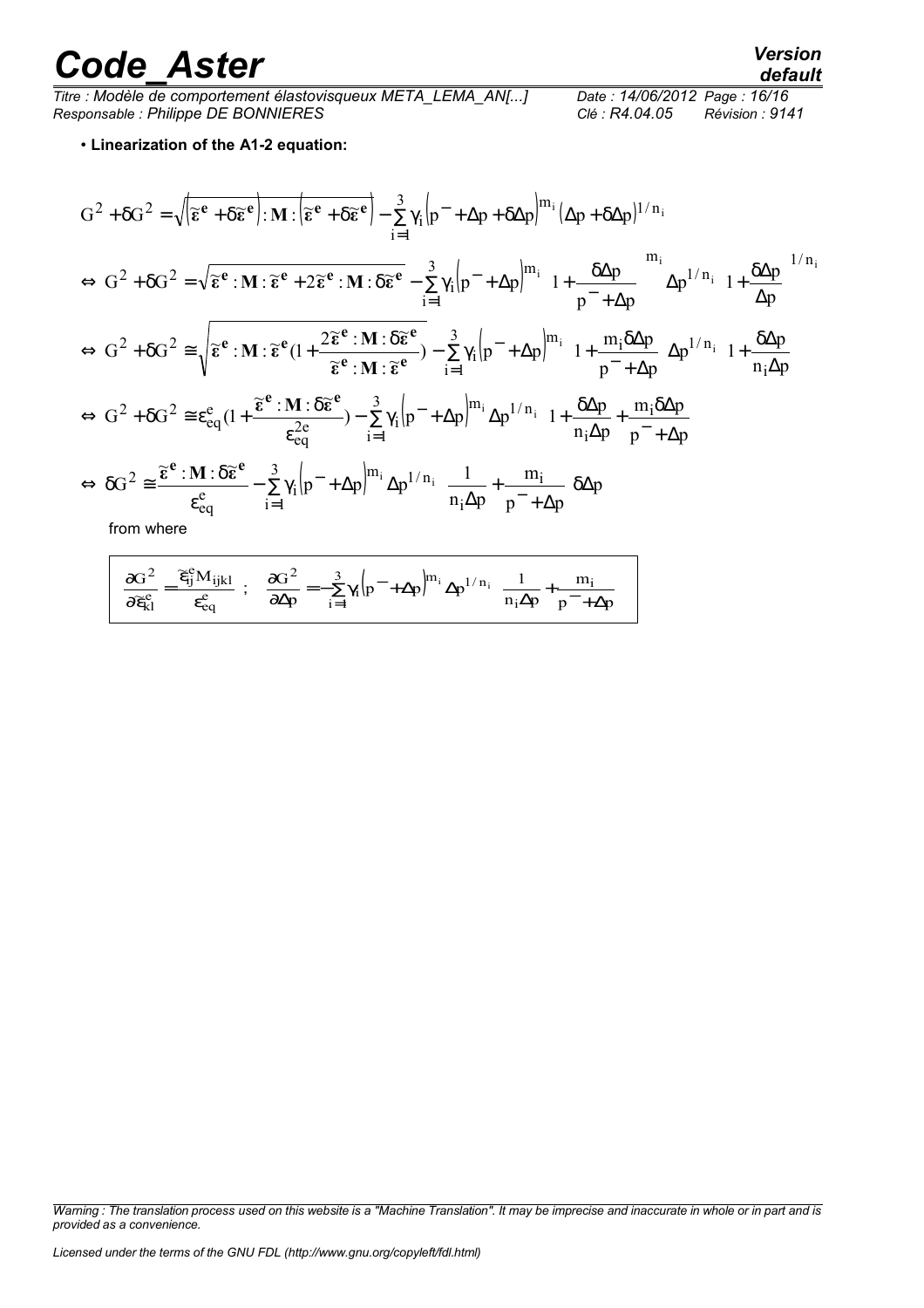- **Linearization of the A1-2 equation:**

$$G^2 + \delta G^2 = \sqrt{\left(\tilde{\boldsymbol{\varepsilon}}^{\mathbf{e}} + \delta\tilde{\boldsymbol{\varepsilon}}^{\mathbf{e}}\right) : \mathbf{M} : \left(\tilde{\boldsymbol{\varepsilon}}^{\mathbf{e}} + \delta\tilde{\boldsymbol{\varepsilon}}^{\mathbf{e}}\right)} - \sum_{i=1}^{3} \gamma_i \left(p^- + \Delta p + \delta\Delta p\right)^{m_i} \left(\Delta p + \delta\Delta p\right)^{1/n_i}$$

$$\Leftrightarrow \; G^2 + \delta G^2 = \sqrt{\tilde{\boldsymbol{\varepsilon}}^{\mathbf{e}} : \mathbf{M} : \tilde{\boldsymbol{\varepsilon}}^{\mathbf{e}} + 2\tilde{\boldsymbol{\varepsilon}}^{\mathbf{e}} : \mathbf{M} : \delta\tilde{\boldsymbol{\varepsilon}}^{\mathbf{e}}} - \sum_{i=1}^{3} \gamma_i \left(p^- + \Delta p\right)^{m_i} \left(1 + \frac{\delta\Delta p}{p^- + \Delta p}\right)^{m_i} \Delta p^{1/n_i} \left(1 + \frac{\delta\Delta p}{\Delta p}\right)^{1/n_i}$$

$$\Leftrightarrow \; G^2 + \delta G^2 \cong \sqrt{\tilde{\boldsymbol{\varepsilon}}^{\mathbf{e}} : \mathbf{M} : \tilde{\boldsymbol{\varepsilon}}^{\mathbf{e}} \left(1 + \frac{2\tilde{\boldsymbol{\varepsilon}}^{\mathbf{e}} : \mathbf{M} : \delta\tilde{\boldsymbol{\varepsilon}}^{\mathbf{e}}}{\tilde{\boldsymbol{\varepsilon}}^{\mathbf{e}} : \mathbf{M} : \tilde{\boldsymbol{\varepsilon}}^{\mathbf{e}}}\right)} - \sum_{i=1}^{3} \gamma_i \left(p^- + \Delta p\right)^{m_i} \left(1 + \frac{m_i \delta\Delta p}{p^- + \Delta p}\right) \Delta p^{1/n_i} \left(1 + \frac{\delta\Delta p}{n_i \Delta p}\right)$$

$$\Leftrightarrow \; G^2 + \delta G^2 \cong \varepsilon_{eq}^{e} \left(1 + \frac{\tilde{\boldsymbol{\varepsilon}}^{\mathbf{e}} : \mathbf{M} : \delta\tilde{\boldsymbol{\varepsilon}}^{\mathbf{e}}}{\varepsilon_{eq}^{2e}}\right) - \sum_{i=1}^{3} \gamma_i \left(p^- + \Delta p\right)^{m_i} \Delta p^{1/n_i} \left(1 + \frac{\delta\Delta p}{n_i \Delta p} + \frac{m_i \delta\Delta p}{p^- + \Delta p}\right)$$

$$\Leftrightarrow \; \delta G^2 \cong \frac{\tilde{\boldsymbol{\varepsilon}}^{\mathbf{e}} : \mathbf{M} : \delta\tilde{\boldsymbol{\varepsilon}}^{\mathbf{e}}}{\varepsilon_{eq}^{e}} - \sum_{i=1}^{3} \gamma_i \left(p^- + \Delta p\right)^{m_i} \Delta p^{1/n_i} \left(\frac{1}{n_i \Delta p} + \frac{m_i}{p^- + \Delta p}\right) \delta\Delta p$$

from where

$$\boxed{\frac{\partial G^2}{\partial \tilde{\varepsilon}_{kl}^{e}} = \frac{\tilde{\varepsilon}_{ij}^{e} M_{ijkl}}{\varepsilon_{eq}^{e}} \; ; \quad \frac{\partial G^2}{\partial \Delta p} = -\sum_{i=1}^{3} \gamma_i \left(p^- + \Delta p\right)^{m_i} \Delta p^{1/n_i} \left(\frac{1}{n_i \Delta p} + \frac{m_i}{p^- + \Delta p}\right)}$$